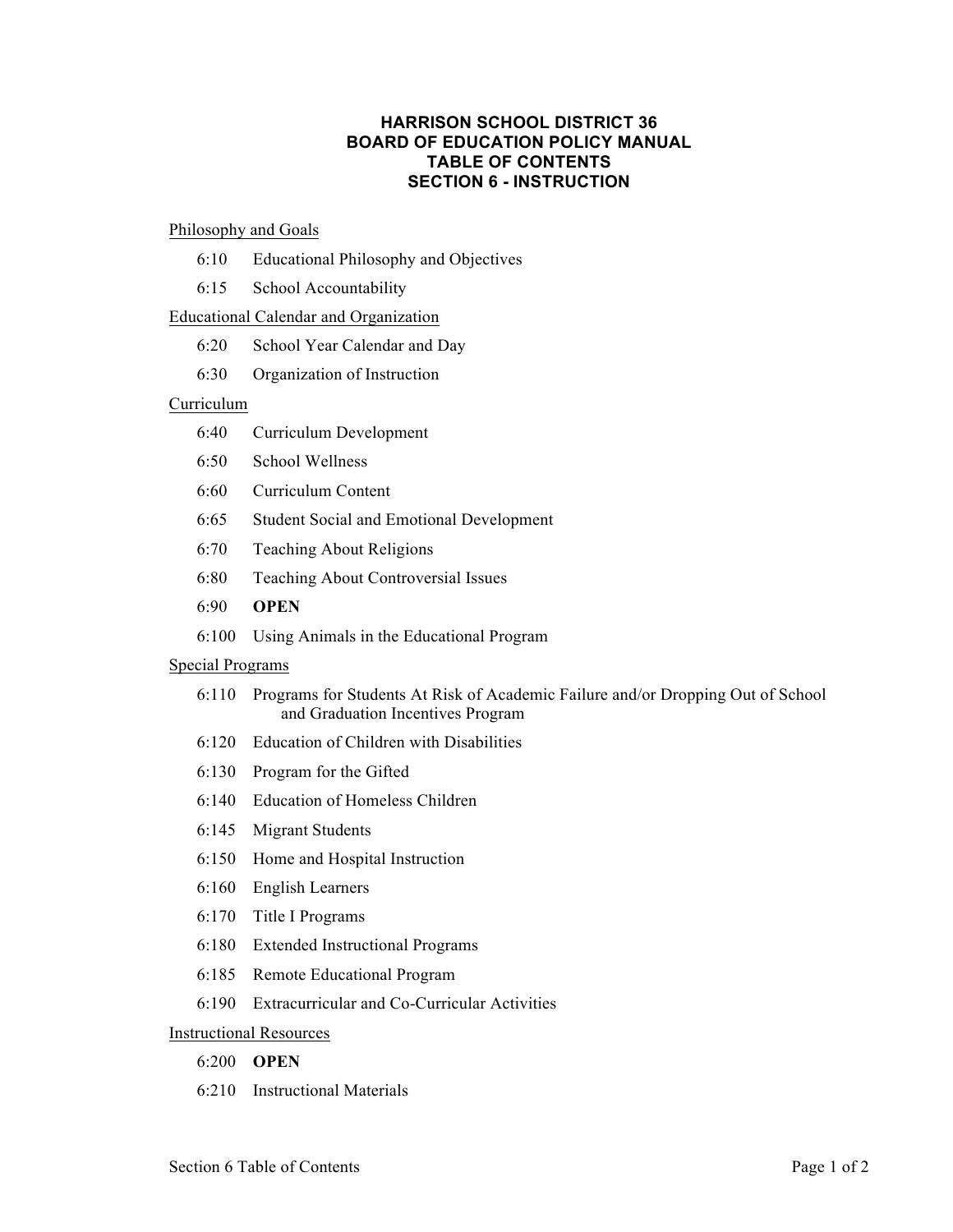# HARRISON SCHOOL DISTRICT 36
# BOARD OF EDUCATION POLICY MANUAL
# TABLE OF CONTENTS
# SECTION 6 - INSTRUCTION

<u>Philosophy and Goals</u>

- 6:10 Educational Philosophy and Objectives
- 6:15 School Accountability

<u>Educational Calendar and Organization</u>

- 6:20 School Year Calendar and Day
- 6:30 Organization of Instruction

<u>Curriculum</u>

- 6:40 Curriculum Development
- 6:50 School Wellness
- 6:60 Curriculum Content
- 6:65 Student Social and Emotional Development
- 6:70 Teaching About Religions
- 6:80 Teaching About Controversial Issues
- 6:90 **OPEN**
- 6:100 Using Animals in the Educational Program

<u>Special Programs</u>

- 6:110 Programs for Students At Risk of Academic Failure and/or Dropping Out of School and Graduation Incentives Program
- 6:120 Education of Children with Disabilities
- 6:130 Program for the Gifted
- 6:140 Education of Homeless Children
- 6:145 Migrant Students
- 6:150 Home and Hospital Instruction
- 6:160 English Learners
- 6:170 Title I Programs
- 6:180 Extended Instructional Programs
- 6:185 Remote Educational Program
- 6:190 Extracurricular and Co-Curricular Activities

<u>Instructional Resources</u>

- 6:200 **OPEN**
- 6:210 Instructional Materials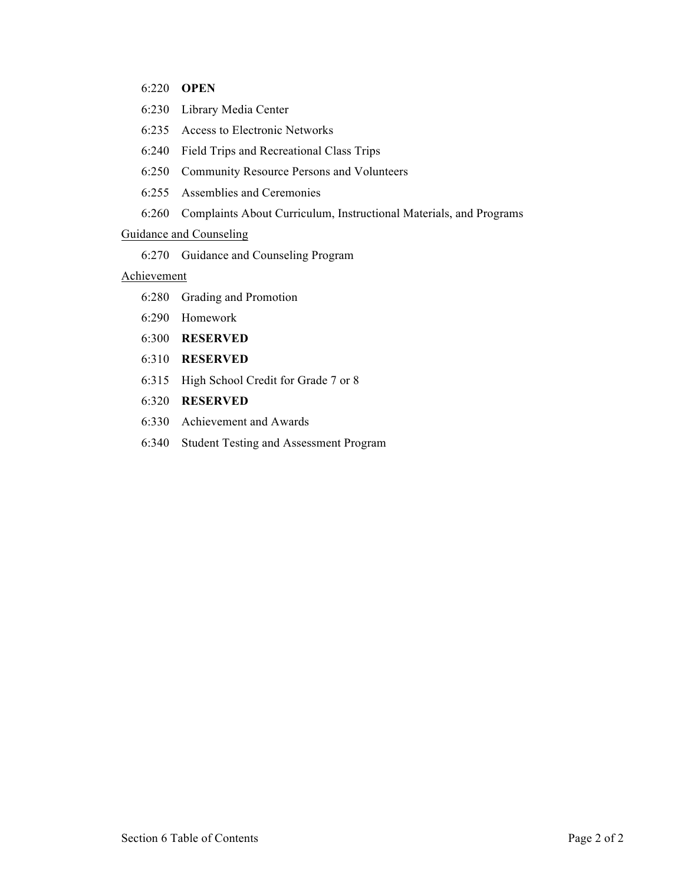6:220 **OPEN**

6:230 Library Media Center

6:235 Access to Electronic Networks

6:240 Field Trips and Recreational Class Trips

6:250 Community Resource Persons and Volunteers

6:255 Assemblies and Ceremonies

6:260 Complaints About Curriculum, Instructional Materials, and Programs

<u>Guidance and Counseling</u>

6:270 Guidance and Counseling Program

<u>Achievement</u>

6:280 Grading and Promotion

6:290 Homework

6:300 **RESERVED**

6:310 **RESERVED**

6:315 High School Credit for Grade 7 or 8

6:320 **RESERVED**

6:330 Achievement and Awards

6:340 Student Testing and Assessment Program